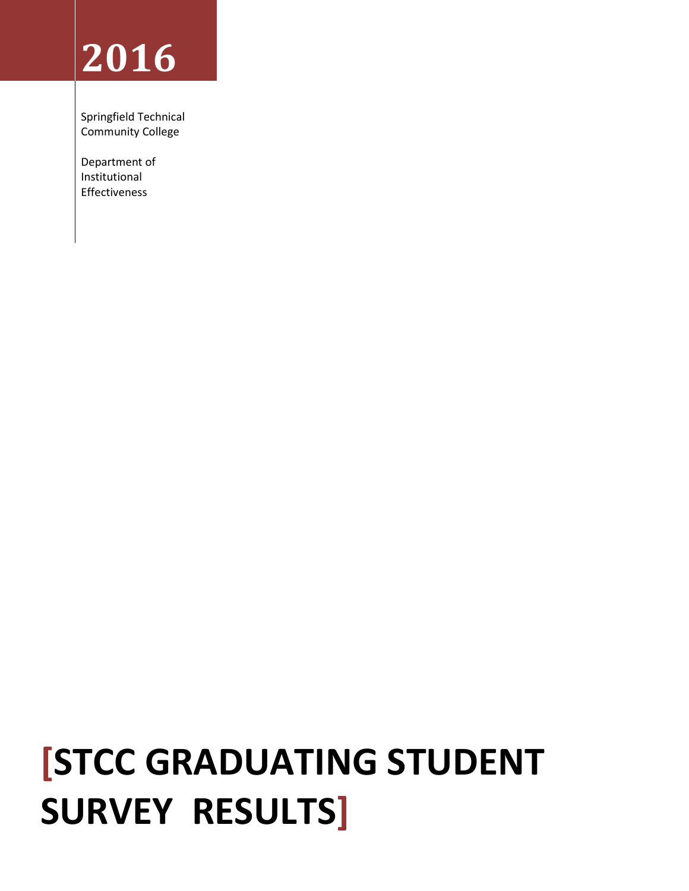# 2016

Springfield Technical Community College

Department of Institutional Effectiveness

# [STCC GRADUATING STUDENT SURVEY RESULTS]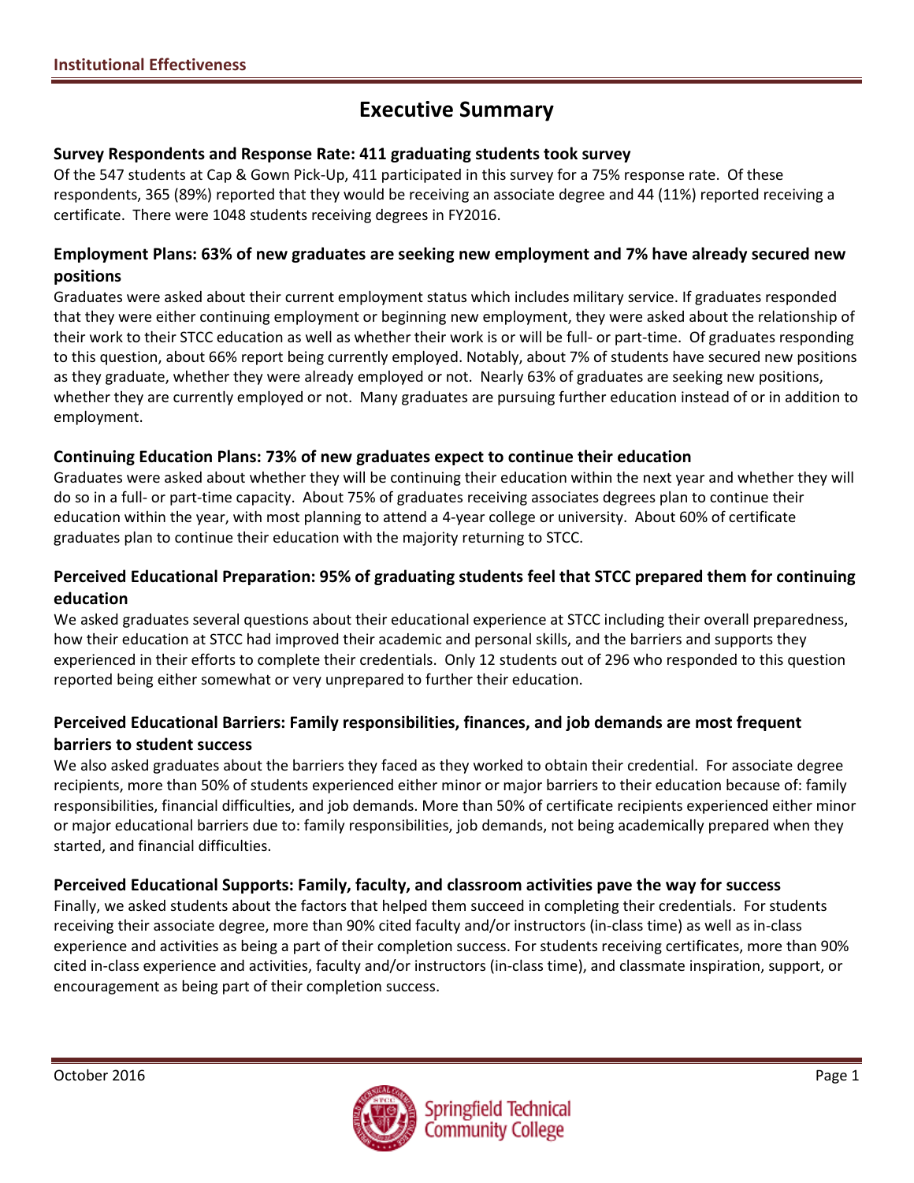# Executive Summary

**Survey Respondents and Response Rate: 411 graduating students took survey**

Of the 547 students at Cap & Gown Pick-Up, 411 participated in this survey for a 75% response rate. Of these respondents, 365 (89%) reported that they would be receiving an associate degree and 44 (11%) reported receiving a certificate. There were 1048 students receiving degrees in FY2016.

**Employment Plans: 63% of new graduates are seeking new employment and 7% have already secured new positions**

Graduates were asked about their current employment status which includes military service. If graduates responded that they were either continuing employment or beginning new employment, they were asked about the relationship of their work to their STCC education as well as whether their work is or will be full- or part-time. Of graduates responding to this question, about 66% report being currently employed. Notably, about 7% of students have secured new positions as they graduate, whether they were already employed or not. Nearly 63% of graduates are seeking new positions, whether they are currently employed or not. Many graduates are pursuing further education instead of or in addition to employment.

**Continuing Education Plans: 73% of new graduates expect to continue their education**

Graduates were asked about whether they will be continuing their education within the next year and whether they will do so in a full- or part-time capacity. About 75% of graduates receiving associates degrees plan to continue their education within the year, with most planning to attend a 4-year college or university. About 60% of certificate graduates plan to continue their education with the majority returning to STCC.

**Perceived Educational Preparation: 95% of graduating students feel that STCC prepared them for continuing education**

We asked graduates several questions about their educational experience at STCC including their overall preparedness, how their education at STCC had improved their academic and personal skills, and the barriers and supports they experienced in their efforts to complete their credentials. Only 12 students out of 296 who responded to this question reported being either somewhat or very unprepared to further their education.

**Perceived Educational Barriers: Family responsibilities, finances, and job demands are most frequent barriers to student success**

We also asked graduates about the barriers they faced as they worked to obtain their credential. For associate degree recipients, more than 50% of students experienced either minor or major barriers to their education because of: family responsibilities, financial difficulties, and job demands. More than 50% of certificate recipients experienced either minor or major educational barriers due to: family responsibilities, job demands, not being academically prepared when they started, and financial difficulties.

**Perceived Educational Supports: Family, faculty, and classroom activities pave the way for success**

Finally, we asked students about the factors that helped them succeed in completing their credentials. For students receiving their associate degree, more than 90% cited faculty and/or instructors (in-class time) as well as in-class experience and activities as being a part of their completion success. For students receiving certificates, more than 90% cited in-class experience and activities, faculty and/or instructors (in-class time), and classmate inspiration, support, or encouragement as being part of their completion success.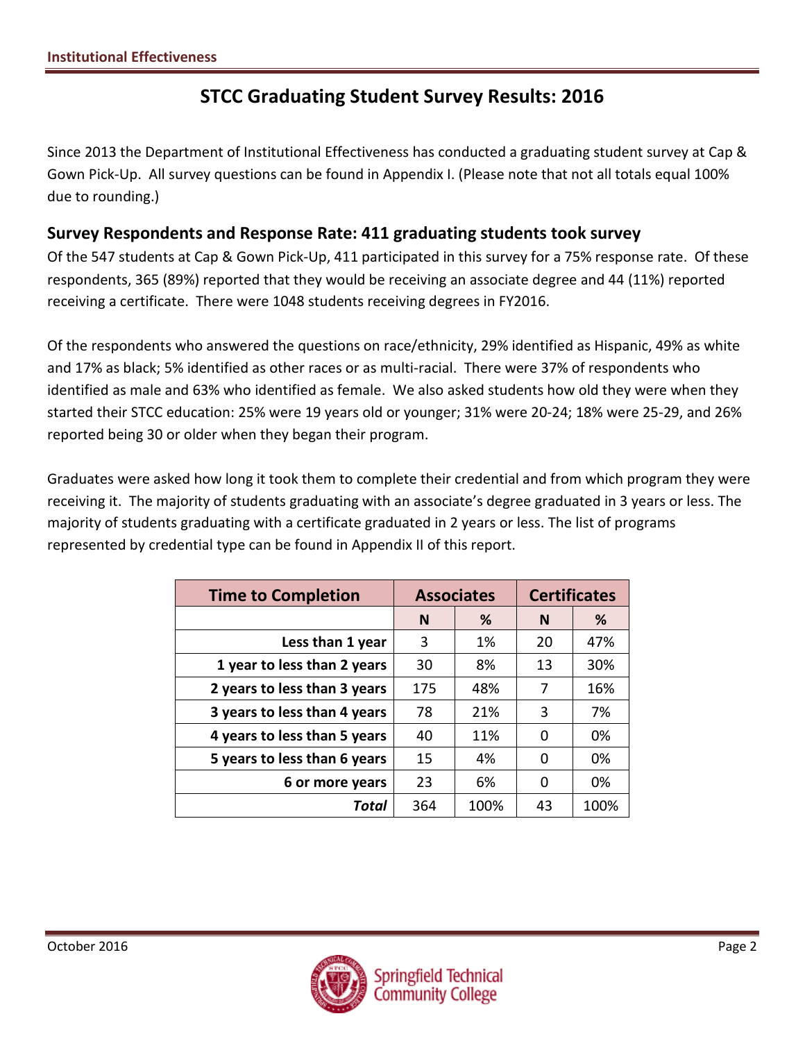# STCC Graduating Student Survey Results: 2016

Since 2013 the Department of Institutional Effectiveness has conducted a graduating student survey at Cap & Gown Pick-Up. All survey questions can be found in Appendix I. (Please note that not all totals equal 100% due to rounding.)

## Survey Respondents and Response Rate: 411 graduating students took survey

Of the 547 students at Cap & Gown Pick-Up, 411 participated in this survey for a 75% response rate. Of these respondents, 365 (89%) reported that they would be receiving an associate degree and 44 (11%) reported receiving a certificate. There were 1048 students receiving degrees in FY2016.

Of the respondents who answered the questions on race/ethnicity, 29% identified as Hispanic, 49% as white and 17% as black; 5% identified as other races or as multi-racial. There were 37% of respondents who identified as male and 63% who identified as female. We also asked students how old they were when they started their STCC education: 25% were 19 years old or younger; 31% were 20-24; 18% were 25-29, and 26% reported being 30 or older when they began their program.

Graduates were asked how long it took them to complete their credential and from which program they were receiving it. The majority of students graduating with an associate's degree graduated in 3 years or less. The majority of students graduating with a certificate graduated in 2 years or less. The list of programs represented by credential type can be found in Appendix II of this report.

| Time to Completion | Associates | | Certificates | |
|---|---|---|---|---|
| | N | % | N | % |
| Less than 1 year | 3 | 1% | 20 | 47% |
| 1 year to less than 2 years | 30 | 8% | 13 | 30% |
| 2 years to less than 3 years | 175 | 48% | 7 | 16% |
| 3 years to less than 4 years | 78 | 21% | 3 | 7% |
| 4 years to less than 5 years | 40 | 11% | 0 | 0% |
| 5 years to less than 6 years | 15 | 4% | 0 | 0% |
| 6 or more years | 23 | 6% | 0 | 0% |
| ***Total*** | 364 | 100% | 43 | 100% |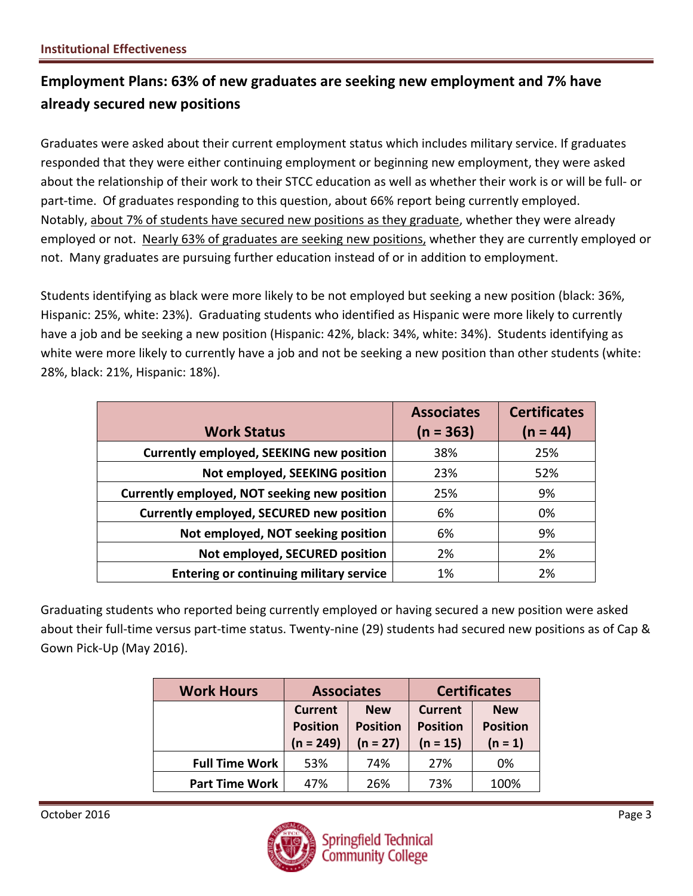## Employment Plans: 63% of new graduates are seeking new employment and 7% have already secured new positions

Graduates were asked about their current employment status which includes military service. If graduates responded that they were either continuing employment or beginning new employment, they were asked about the relationship of their work to their STCC education as well as whether their work is or will be full- or part-time. Of graduates responding to this question, about 66% report being currently employed. Notably, about 7% of students have secured new positions as they graduate, whether they were already employed or not. Nearly 63% of graduates are seeking new positions, whether they are currently employed or not. Many graduates are pursuing further education instead of or in addition to employment.

Students identifying as black were more likely to be not employed but seeking a new position (black: 36%, Hispanic: 25%, white: 23%). Graduating students who identified as Hispanic were more likely to currently have a job and be seeking a new position (Hispanic: 42%, black: 34%, white: 34%). Students identifying as white were more likely to currently have a job and not be seeking a new position than other students (white: 28%, black: 21%, Hispanic: 18%).

| Work Status | Associates (n = 363) | Certificates (n = 44) |
|---|---|---|
| Currently employed, SEEKING new position | 38% | 25% |
| Not employed, SEEKING position | 23% | 52% |
| Currently employed, NOT seeking new position | 25% | 9% |
| Currently employed, SECURED new position | 6% | 0% |
| Not employed, NOT seeking position | 6% | 9% |
| Not employed, SECURED position | 2% | 2% |
| Entering or continuing military service | 1% | 2% |

Graduating students who reported being currently employed or having secured a new position were asked about their full-time versus part-time status. Twenty-nine (29) students had secured new positions as of Cap & Gown Pick-Up (May 2016).

| Work Hours | Associates | | Certificates | |
|---|---|---|---|---|
| | Current Position (n = 249) | New Position (n = 27) | Current Position (n = 15) | New Position (n = 1) |
| Full Time Work | 53% | 74% | 27% | 0% |
| Part Time Work | 47% | 26% | 73% | 100% |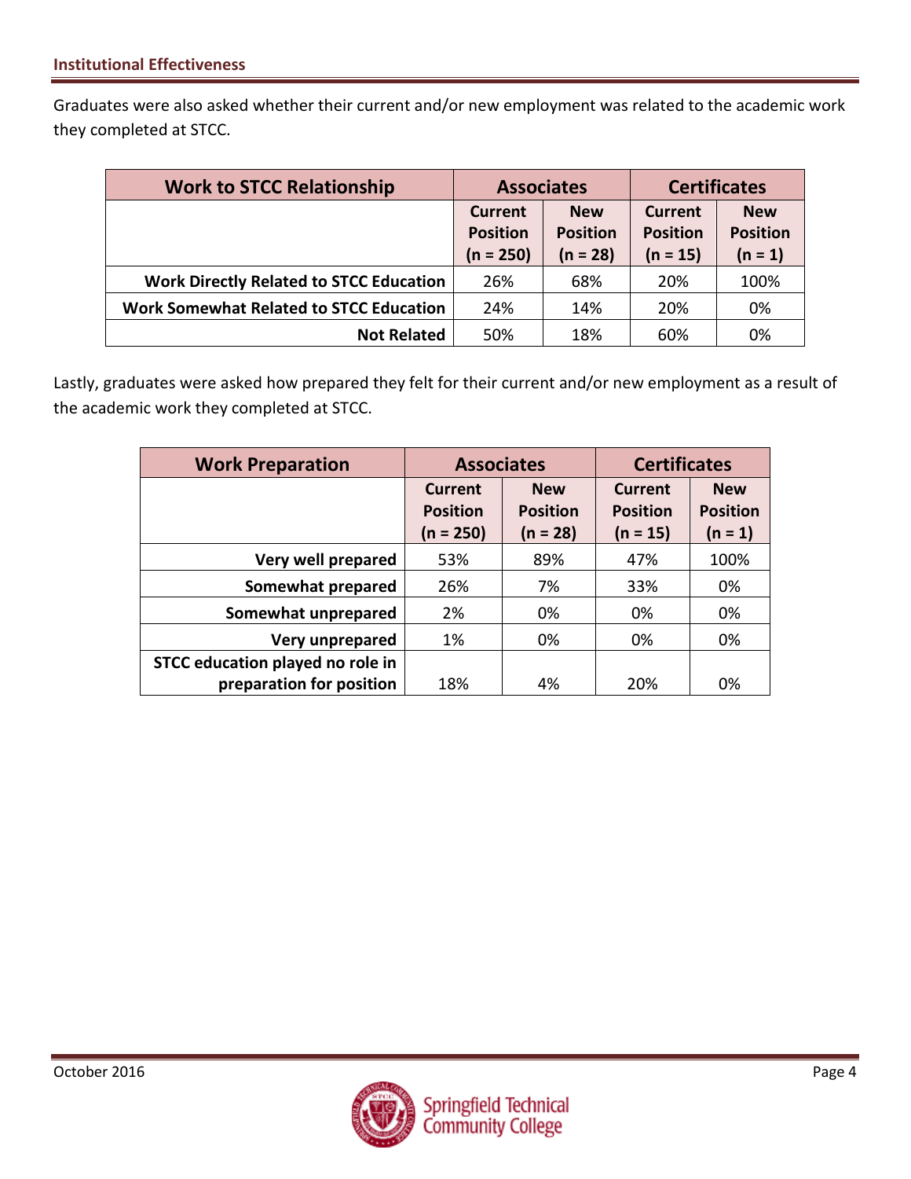Graduates were also asked whether their current and/or new employment was related to the academic work they completed at STCC.

| Work to STCC Relationship | Associates | | Certificates | |
|---|---|---|---|---|
| | Current Position (n = 250) | New Position (n = 28) | Current Position (n = 15) | New Position (n = 1) |
| **Work Directly Related to STCC Education** | 26% | 68% | 20% | 100% |
| **Work Somewhat Related to STCC Education** | 24% | 14% | 20% | 0% |
| **Not Related** | 50% | 18% | 60% | 0% |

Lastly, graduates were asked how prepared they felt for their current and/or new employment as a result of the academic work they completed at STCC.

| Work Preparation | Associates | | Certificates | |
|---|---|---|---|---|
| | Current Position (n = 250) | New Position (n = 28) | Current Position (n = 15) | New Position (n = 1) |
| **Very well prepared** | 53% | 89% | 47% | 100% |
| **Somewhat prepared** | 26% | 7% | 33% | 0% |
| **Somewhat unprepared** | 2% | 0% | 0% | 0% |
| **Very unprepared** | 1% | 0% | 0% | 0% |
| **STCC education played no role in preparation for position** | 18% | 4% | 20% | 0% |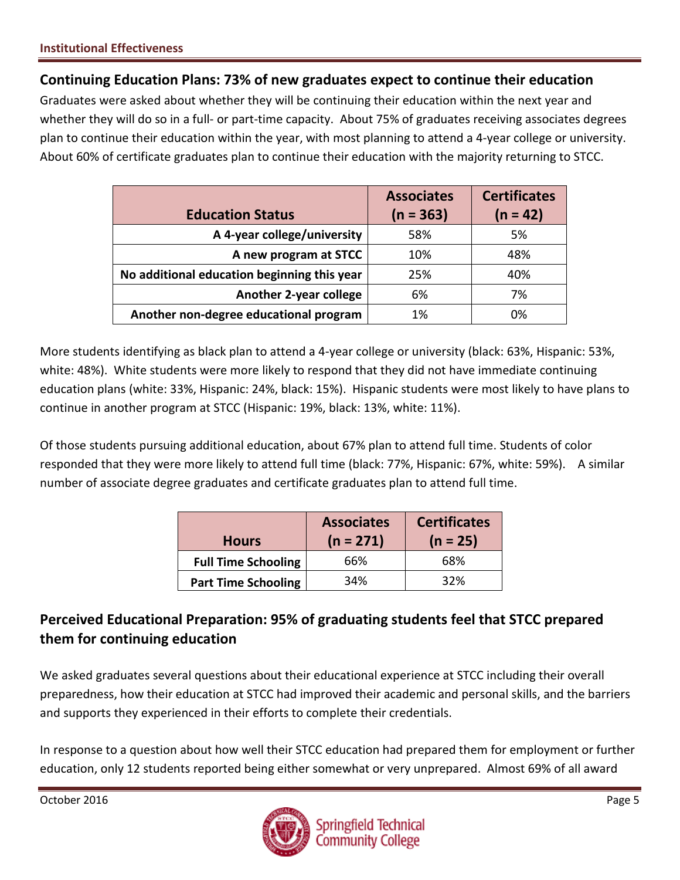## Continuing Education Plans: 73% of new graduates expect to continue their education

Graduates were asked about whether they will be continuing their education within the next year and whether they will do so in a full- or part-time capacity. About 75% of graduates receiving associates degrees plan to continue their education within the year, with most planning to attend a 4-year college or university. About 60% of certificate graduates plan to continue their education with the majority returning to STCC.

| Education Status | Associates (n = 363) | Certificates (n = 42) |
|---|---|---|
| A 4-year college/university | 58% | 5% |
| A new program at STCC | 10% | 48% |
| No additional education beginning this year | 25% | 40% |
| Another 2-year college | 6% | 7% |
| Another non-degree educational program | 1% | 0% |

More students identifying as black plan to attend a 4-year college or university (black: 63%, Hispanic: 53%, white: 48%). White students were more likely to respond that they did not have immediate continuing education plans (white: 33%, Hispanic: 24%, black: 15%). Hispanic students were most likely to have plans to continue in another program at STCC (Hispanic: 19%, black: 13%, white: 11%).

Of those students pursuing additional education, about 67% plan to attend full time. Students of color responded that they were more likely to attend full time (black: 77%, Hispanic: 67%, white: 59%). A similar number of associate degree graduates and certificate graduates plan to attend full time.

| Hours | Associates (n = 271) | Certificates (n = 25) |
|---|---|---|
| Full Time Schooling | 66% | 68% |
| Part Time Schooling | 34% | 32% |

## Perceived Educational Preparation: 95% of graduating students feel that STCC prepared them for continuing education

We asked graduates several questions about their educational experience at STCC including their overall preparedness, how their education at STCC had improved their academic and personal skills, and the barriers and supports they experienced in their efforts to complete their credentials.

In response to a question about how well their STCC education had prepared them for employment or further education, only 12 students reported being either somewhat or very unprepared. Almost 69% of all award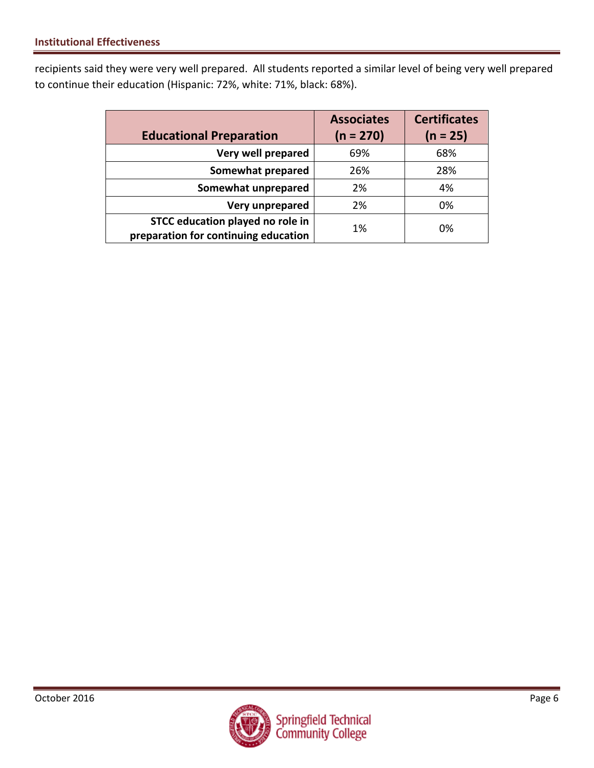recipients said they were very well prepared. All students reported a similar level of being very well prepared to continue their education (Hispanic: 72%, white: 71%, black: 68%).

| Educational Preparation | Associates (n = 270) | Certificates (n = 25) |
|---|---|---|
| Very well prepared | 69% | 68% |
| Somewhat prepared | 26% | 28% |
| Somewhat unprepared | 2% | 4% |
| Very unprepared | 2% | 0% |
| STCC education played no role in preparation for continuing education | 1% | 0% |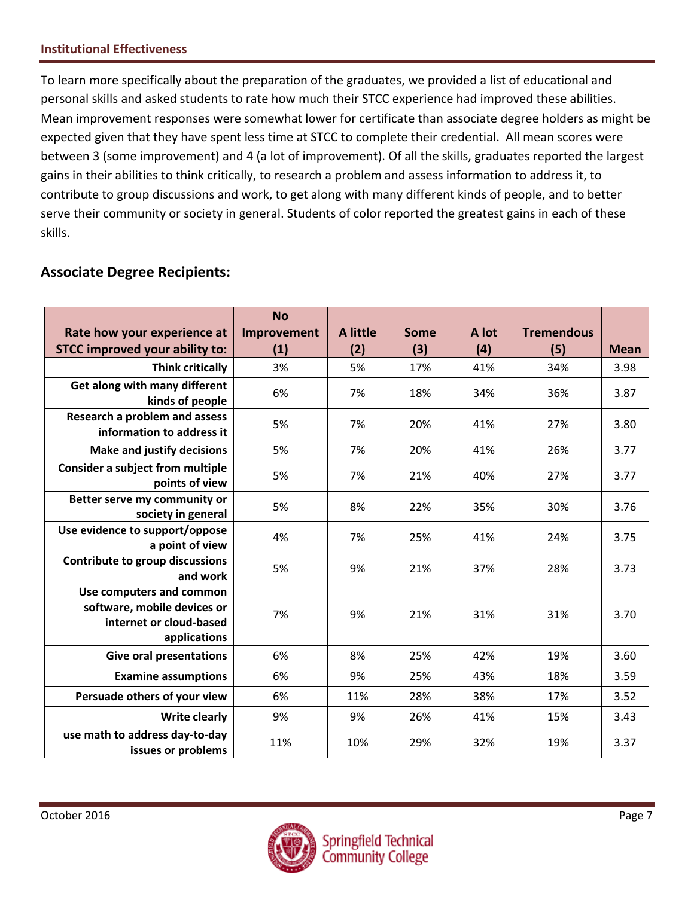## Institutional Effectiveness

To learn more specifically about the preparation of the graduates, we provided a list of educational and personal skills and asked students to rate how much their STCC experience had improved these abilities. Mean improvement responses were somewhat lower for certificate than associate degree holders as might be expected given that they have spent less time at STCC to complete their credential. All mean scores were between 3 (some improvement) and 4 (a lot of improvement). Of all the skills, graduates reported the largest gains in their abilities to think critically, to research a problem and assess information to address it, to contribute to group discussions and work, to get along with many different kinds of people, and to better serve their community or society in general. Students of color reported the greatest gains in each of these skills.

### Associate Degree Recipients:

| Rate how your experience at STCC improved your ability to: | No Improvement (1) | A little (2) | Some (3) | A lot (4) | Tremendous (5) | Mean |
|---|---|---|---|---|---|---|
| Think critically | 3% | 5% | 17% | 41% | 34% | 3.98 |
| Get along with many different kinds of people | 6% | 7% | 18% | 34% | 36% | 3.87 |
| Research a problem and assess information to address it | 5% | 7% | 20% | 41% | 27% | 3.80 |
| Make and justify decisions | 5% | 7% | 20% | 41% | 26% | 3.77 |
| Consider a subject from multiple points of view | 5% | 7% | 21% | 40% | 27% | 3.77 |
| Better serve my community or society in general | 5% | 8% | 22% | 35% | 30% | 3.76 |
| Use evidence to support/oppose a point of view | 4% | 7% | 25% | 41% | 24% | 3.75 |
| Contribute to group discussions and work | 5% | 9% | 21% | 37% | 28% | 3.73 |
| Use computers and common software, mobile devices or internet or cloud-based applications | 7% | 9% | 21% | 31% | 31% | 3.70 |
| Give oral presentations | 6% | 8% | 25% | 42% | 19% | 3.60 |
| Examine assumptions | 6% | 9% | 25% | 43% | 18% | 3.59 |
| Persuade others of your view | 6% | 11% | 28% | 38% | 17% | 3.52 |
| Write clearly | 9% | 9% | 26% | 41% | 15% | 3.43 |
| use math to address day-to-day issues or problems | 11% | 10% | 29% | 32% | 19% | 3.37 |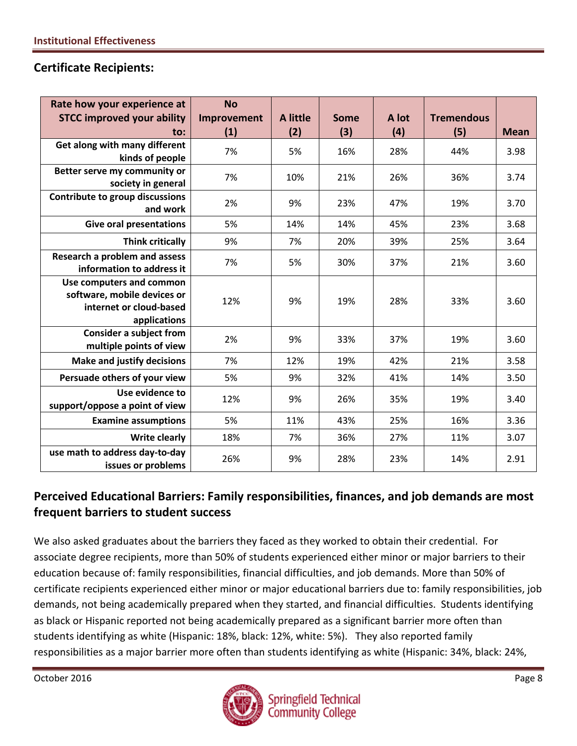## Certificate Recipients:

| Rate how your experience at STCC improved your ability to: | No Improvement (1) | A little (2) | Some (3) | A lot (4) | Tremendous (5) | Mean |
|---|---|---|---|---|---|---|
| Get along with many different kinds of people | 7% | 5% | 16% | 28% | 44% | 3.98 |
| Better serve my community or society in general | 7% | 10% | 21% | 26% | 36% | 3.74 |
| Contribute to group discussions and work | 2% | 9% | 23% | 47% | 19% | 3.70 |
| Give oral presentations | 5% | 14% | 14% | 45% | 23% | 3.68 |
| Think critically | 9% | 7% | 20% | 39% | 25% | 3.64 |
| Research a problem and assess information to address it | 7% | 5% | 30% | 37% | 21% | 3.60 |
| Use computers and common software, mobile devices or internet or cloud-based applications | 12% | 9% | 19% | 28% | 33% | 3.60 |
| Consider a subject from multiple points of view | 2% | 9% | 33% | 37% | 19% | 3.60 |
| Make and justify decisions | 7% | 12% | 19% | 42% | 21% | 3.58 |
| Persuade others of your view | 5% | 9% | 32% | 41% | 14% | 3.50 |
| Use evidence to support/oppose a point of view | 12% | 9% | 26% | 35% | 19% | 3.40 |
| Examine assumptions | 5% | 11% | 43% | 25% | 16% | 3.36 |
| Write clearly | 18% | 7% | 36% | 27% | 11% | 3.07 |
| use math to address day-to-day issues or problems | 26% | 9% | 28% | 23% | 14% | 2.91 |

## Perceived Educational Barriers: Family responsibilities, finances, and job demands are most frequent barriers to student success

We also asked graduates about the barriers they faced as they worked to obtain their credential. For associate degree recipients, more than 50% of students experienced either minor or major barriers to their education because of: family responsibilities, financial difficulties, and job demands. More than 50% of certificate recipients experienced either minor or major educational barriers due to: family responsibilities, job demands, not being academically prepared when they started, and financial difficulties. Students identifying as black or Hispanic reported not being academically prepared as a significant barrier more often than students identifying as white (Hispanic: 18%, black: 12%, white: 5%). They also reported family responsibilities as a major barrier more often than students identifying as white (Hispanic: 34%, black: 24%,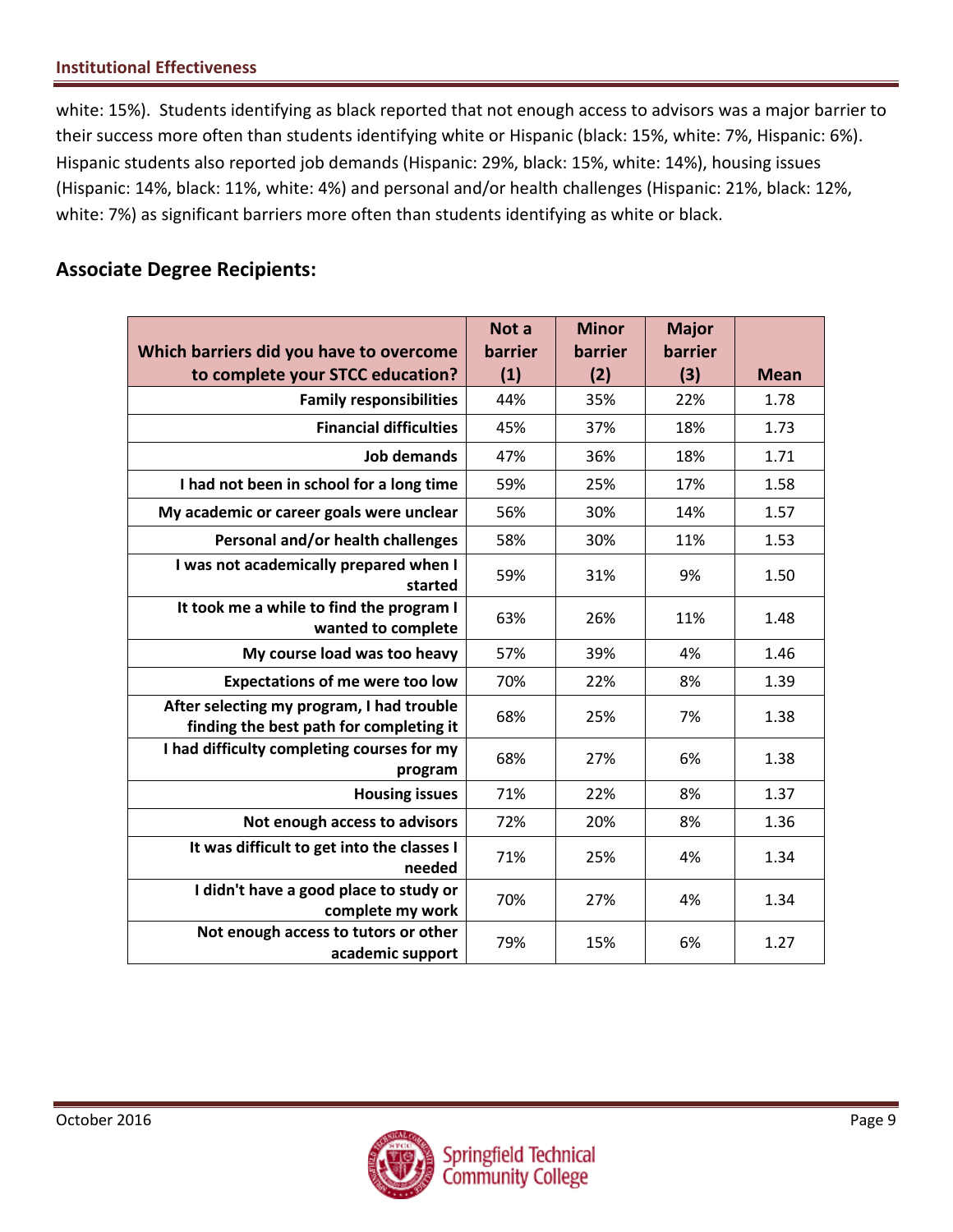white: 15%). Students identifying as black reported that not enough access to advisors was a major barrier to their success more often than students identifying white or Hispanic (black: 15%, white: 7%, Hispanic: 6%). Hispanic students also reported job demands (Hispanic: 29%, black: 15%, white: 14%), housing issues (Hispanic: 14%, black: 11%, white: 4%) and personal and/or health challenges (Hispanic: 21%, black: 12%, white: 7%) as significant barriers more often than students identifying as white or black.

## Associate Degree Recipients:

| Which barriers did you have to overcome to complete your STCC education? | Not a barrier (1) | Minor barrier (2) | Major barrier (3) | Mean |
|---|---|---|---|---|
| Family responsibilities | 44% | 35% | 22% | 1.78 |
| Financial difficulties | 45% | 37% | 18% | 1.73 |
| Job demands | 47% | 36% | 18% | 1.71 |
| I had not been in school for a long time | 59% | 25% | 17% | 1.58 |
| My academic or career goals were unclear | 56% | 30% | 14% | 1.57 |
| Personal and/or health challenges | 58% | 30% | 11% | 1.53 |
| I was not academically prepared when I started | 59% | 31% | 9% | 1.50 |
| It took me a while to find the program I wanted to complete | 63% | 26% | 11% | 1.48 |
| My course load was too heavy | 57% | 39% | 4% | 1.46 |
| Expectations of me were too low | 70% | 22% | 8% | 1.39 |
| After selecting my program, I had trouble finding the best path for completing it | 68% | 25% | 7% | 1.38 |
| I had difficulty completing courses for my program | 68% | 27% | 6% | 1.38 |
| Housing issues | 71% | 22% | 8% | 1.37 |
| Not enough access to advisors | 72% | 20% | 8% | 1.36 |
| It was difficult to get into the classes I needed | 71% | 25% | 4% | 1.34 |
| I didn't have a good place to study or complete my work | 70% | 27% | 4% | 1.34 |
| Not enough access to tutors or other academic support | 79% | 15% | 6% | 1.27 |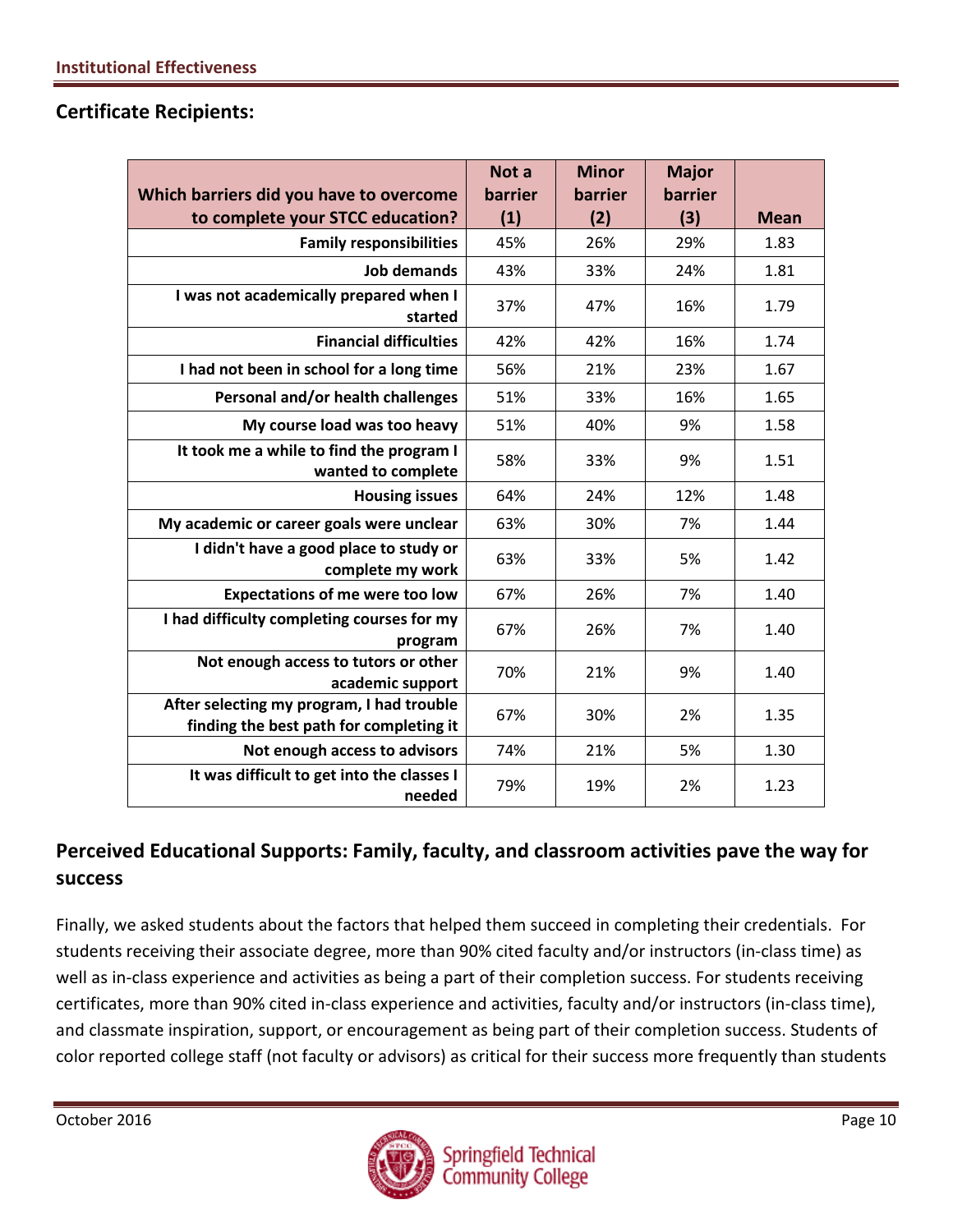## Certificate Recipients:

| Which barriers did you have to overcome to complete your STCC education? | Not a barrier (1) | Minor barrier (2) | Major barrier (3) | Mean |
|---|---|---|---|---|
| Family responsibilities | 45% | 26% | 29% | 1.83 |
| Job demands | 43% | 33% | 24% | 1.81 |
| I was not academically prepared when I started | 37% | 47% | 16% | 1.79 |
| Financial difficulties | 42% | 42% | 16% | 1.74 |
| I had not been in school for a long time | 56% | 21% | 23% | 1.67 |
| Personal and/or health challenges | 51% | 33% | 16% | 1.65 |
| My course load was too heavy | 51% | 40% | 9% | 1.58 |
| It took me a while to find the program I wanted to complete | 58% | 33% | 9% | 1.51 |
| Housing issues | 64% | 24% | 12% | 1.48 |
| My academic or career goals were unclear | 63% | 30% | 7% | 1.44 |
| I didn't have a good place to study or complete my work | 63% | 33% | 5% | 1.42 |
| Expectations of me were too low | 67% | 26% | 7% | 1.40 |
| I had difficulty completing courses for my program | 67% | 26% | 7% | 1.40 |
| Not enough access to tutors or other academic support | 70% | 21% | 9% | 1.40 |
| After selecting my program, I had trouble finding the best path for completing it | 67% | 30% | 2% | 1.35 |
| Not enough access to advisors | 74% | 21% | 5% | 1.30 |
| It was difficult to get into the classes I needed | 79% | 19% | 2% | 1.23 |

## Perceived Educational Supports: Family, faculty, and classroom activities pave the way for success

Finally, we asked students about the factors that helped them succeed in completing their credentials. For students receiving their associate degree, more than 90% cited faculty and/or instructors (in-class time) as well as in-class experience and activities as being a part of their completion success. For students receiving certificates, more than 90% cited in-class experience and activities, faculty and/or instructors (in-class time), and classmate inspiration, support, or encouragement as being part of their completion success. Students of color reported college staff (not faculty or advisors) as critical for their success more frequently than students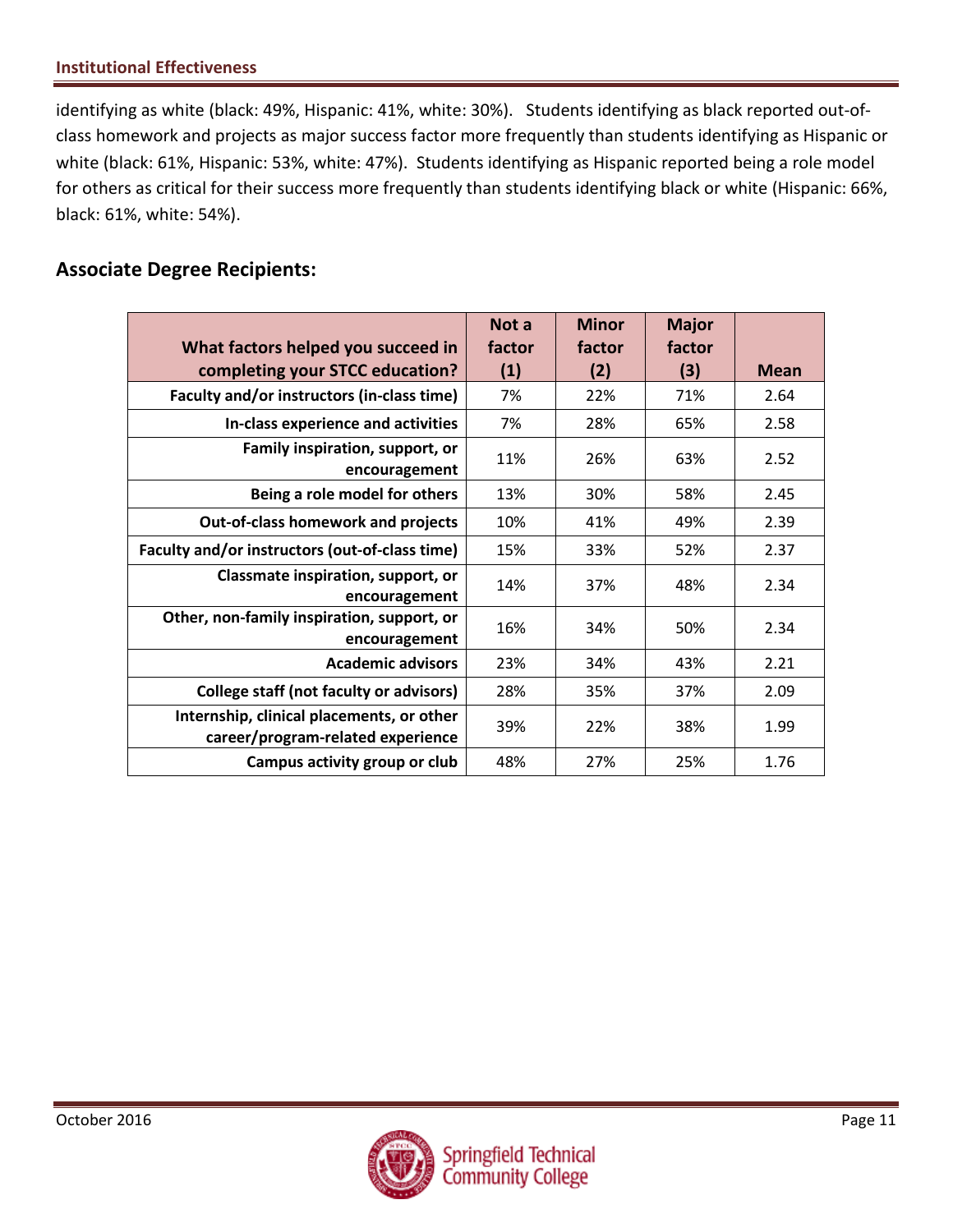identifying as white (black: 49%, Hispanic: 41%, white: 30%). Students identifying as black reported out-of-class homework and projects as major success factor more frequently than students identifying as Hispanic or white (black: 61%, Hispanic: 53%, white: 47%). Students identifying as Hispanic reported being a role model for others as critical for their success more frequently than students identifying black or white (Hispanic: 66%, black: 61%, white: 54%).

## Associate Degree Recipients:

| What factors helped you succeed in completing your STCC education? | Not a factor (1) | Minor factor (2) | Major factor (3) | Mean |
|---|---|---|---|---|
| **Faculty and/or instructors (in-class time)** | 7% | 22% | 71% | 2.64 |
| **In-class experience and activities** | 7% | 28% | 65% | 2.58 |
| **Family inspiration, support, or encouragement** | 11% | 26% | 63% | 2.52 |
| **Being a role model for others** | 13% | 30% | 58% | 2.45 |
| **Out-of-class homework and projects** | 10% | 41% | 49% | 2.39 |
| **Faculty and/or instructors (out-of-class time)** | 15% | 33% | 52% | 2.37 |
| **Classmate inspiration, support, or encouragement** | 14% | 37% | 48% | 2.34 |
| **Other, non-family inspiration, support, or encouragement** | 16% | 34% | 50% | 2.34 |
| **Academic advisors** | 23% | 34% | 43% | 2.21 |
| **College staff (not faculty or advisors)** | 28% | 35% | 37% | 2.09 |
| **Internship, clinical placements, or other career/program-related experience** | 39% | 22% | 38% | 1.99 |
| **Campus activity group or club** | 48% | 27% | 25% | 1.76 |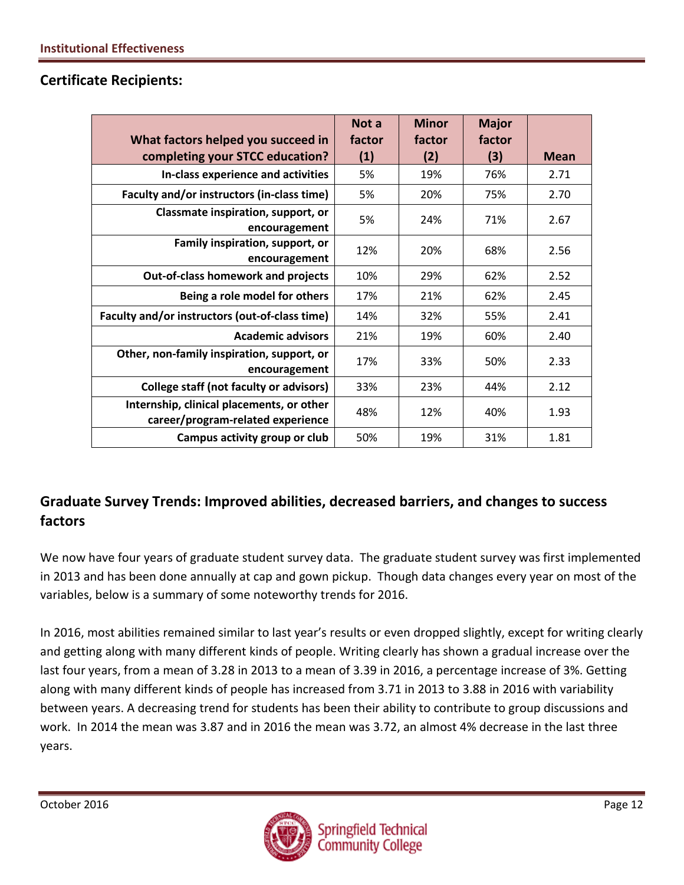## Certificate Recipients:

| What factors helped you succeed in completing your STCC education? | Not a factor (1) | Minor factor (2) | Major factor (3) | Mean |
|---|---|---|---|---|
| In-class experience and activities | 5% | 19% | 76% | 2.71 |
| Faculty and/or instructors (in-class time) | 5% | 20% | 75% | 2.70 |
| Classmate inspiration, support, or encouragement | 5% | 24% | 71% | 2.67 |
| Family inspiration, support, or encouragement | 12% | 20% | 68% | 2.56 |
| Out-of-class homework and projects | 10% | 29% | 62% | 2.52 |
| Being a role model for others | 17% | 21% | 62% | 2.45 |
| Faculty and/or instructors (out-of-class time) | 14% | 32% | 55% | 2.41 |
| Academic advisors | 21% | 19% | 60% | 2.40 |
| Other, non-family inspiration, support, or encouragement | 17% | 33% | 50% | 2.33 |
| College staff (not faculty or advisors) | 33% | 23% | 44% | 2.12 |
| Internship, clinical placements, or other career/program-related experience | 48% | 12% | 40% | 1.93 |
| Campus activity group or club | 50% | 19% | 31% | 1.81 |

## Graduate Survey Trends: Improved abilities, decreased barriers, and changes to success factors

We now have four years of graduate student survey data. The graduate student survey was first implemented in 2013 and has been done annually at cap and gown pickup. Though data changes every year on most of the variables, below is a summary of some noteworthy trends for 2016.

In 2016, most abilities remained similar to last year's results or even dropped slightly, except for writing clearly and getting along with many different kinds of people. Writing clearly has shown a gradual increase over the last four years, from a mean of 3.28 in 2013 to a mean of 3.39 in 2016, a percentage increase of 3%. Getting along with many different kinds of people has increased from 3.71 in 2013 to 3.88 in 2016 with variability between years. A decreasing trend for students has been their ability to contribute to group discussions and work. In 2014 the mean was 3.87 and in 2016 the mean was 3.72, an almost 4% decrease in the last three years.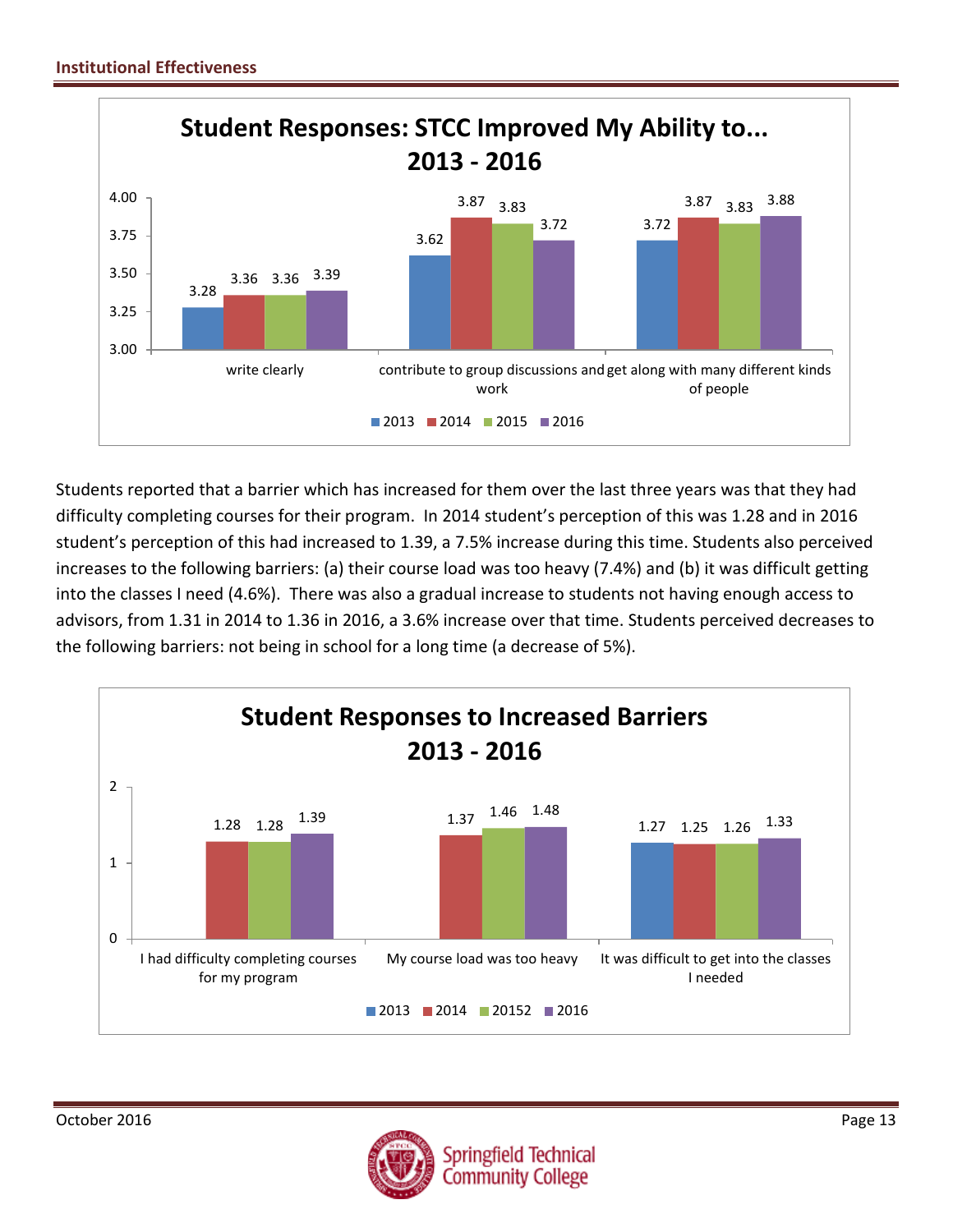**Student Responses: STCC Improved My Ability to... 2013 - 2016**

| | 2013 | 2014 | 2015 | 2016 |
|---|---|---|---|---|
| write clearly | 3.28 | 3.36 | 3.36 | 3.39 |
| contribute to group discussions and work | 3.62 | 3.87 | 3.83 | 3.72 |
| get along with many different kinds of people | 3.72 | 3.87 | 3.83 | 3.88 |

Students reported that a barrier which has increased for them over the last three years was that they had difficulty completing courses for their program. In 2014 student's perception of this was 1.28 and in 2016 student's perception of this had increased to 1.39, a 7.5% increase during this time. Students also perceived increases to the following barriers: (a) their course load was too heavy (7.4%) and (b) it was difficult getting into the classes I need (4.6%). There was also a gradual increase to students not having enough access to advisors, from 1.31 in 2014 to 1.36 in 2016, a 3.6% increase over that time. Students perceived decreases to the following barriers: not being in school for a long time (a decrease of 5%).

**Student Responses to Increased Barriers 2013 - 2016**

| | 2013 | 2014 | 20152 | 2016 |
|---|---|---|---|---|
| I had difficulty completing courses for my program | | 1.28 | 1.28 | 1.39 |
| My course load was too heavy | | 1.37 | 1.46 | 1.48 |
| It was difficult to get into the classes I needed | 1.27 | 1.25 | 1.26 | 1.33 |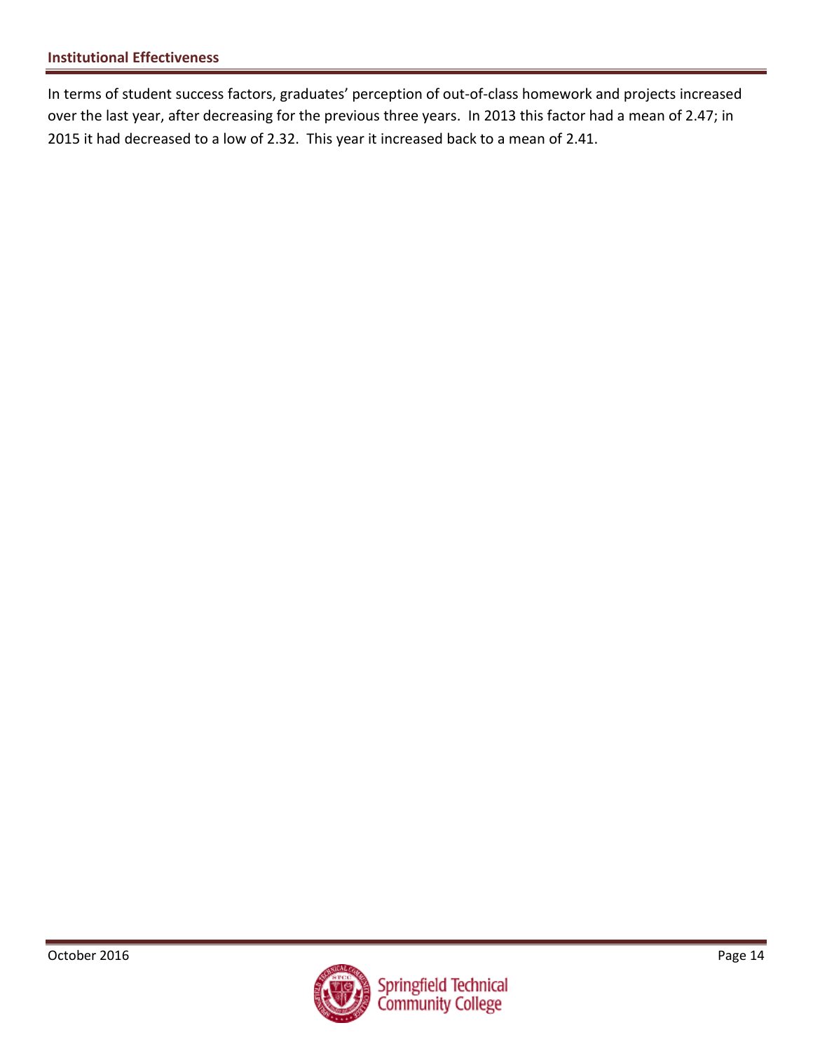In terms of student success factors, graduates' perception of out-of-class homework and projects increased over the last year, after decreasing for the previous three years. In 2013 this factor had a mean of 2.47; in 2015 it had decreased to a low of 2.32. This year it increased back to a mean of 2.41.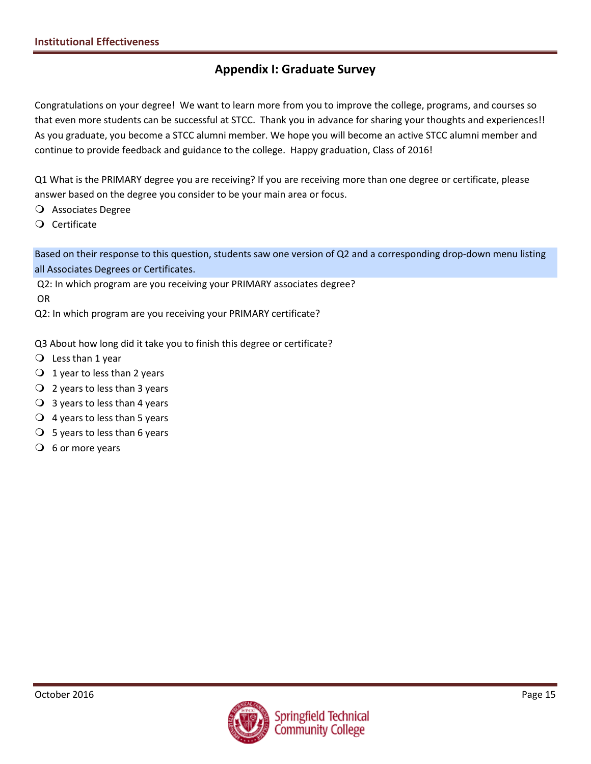## Appendix I: Graduate Survey

Congratulations on your degree! We want to learn more from you to improve the college, programs, and courses so that even more students can be successful at STCC. Thank you in advance for sharing your thoughts and experiences!! As you graduate, you become a STCC alumni member. We hope you will become an active STCC alumni member and continue to provide feedback and guidance to the college. Happy graduation, Class of 2016!

Q1 What is the PRIMARY degree you are receiving? If you are receiving more than one degree or certificate, please answer based on the degree you consider to be your main area or focus.

- Associates Degree
- Certificate

Based on their response to this question, students saw one version of Q2 and a corresponding drop-down menu listing all Associates Degrees or Certificates.

Q2: In which program are you receiving your PRIMARY associates degree?

OR

Q2: In which program are you receiving your PRIMARY certificate?

Q3 About how long did it take you to finish this degree or certificate?

- Less than 1 year
- 1 year to less than 2 years
- 2 years to less than 3 years
- 3 years to less than 4 years
- 4 years to less than 5 years
- 5 years to less than 6 years
- 6 or more years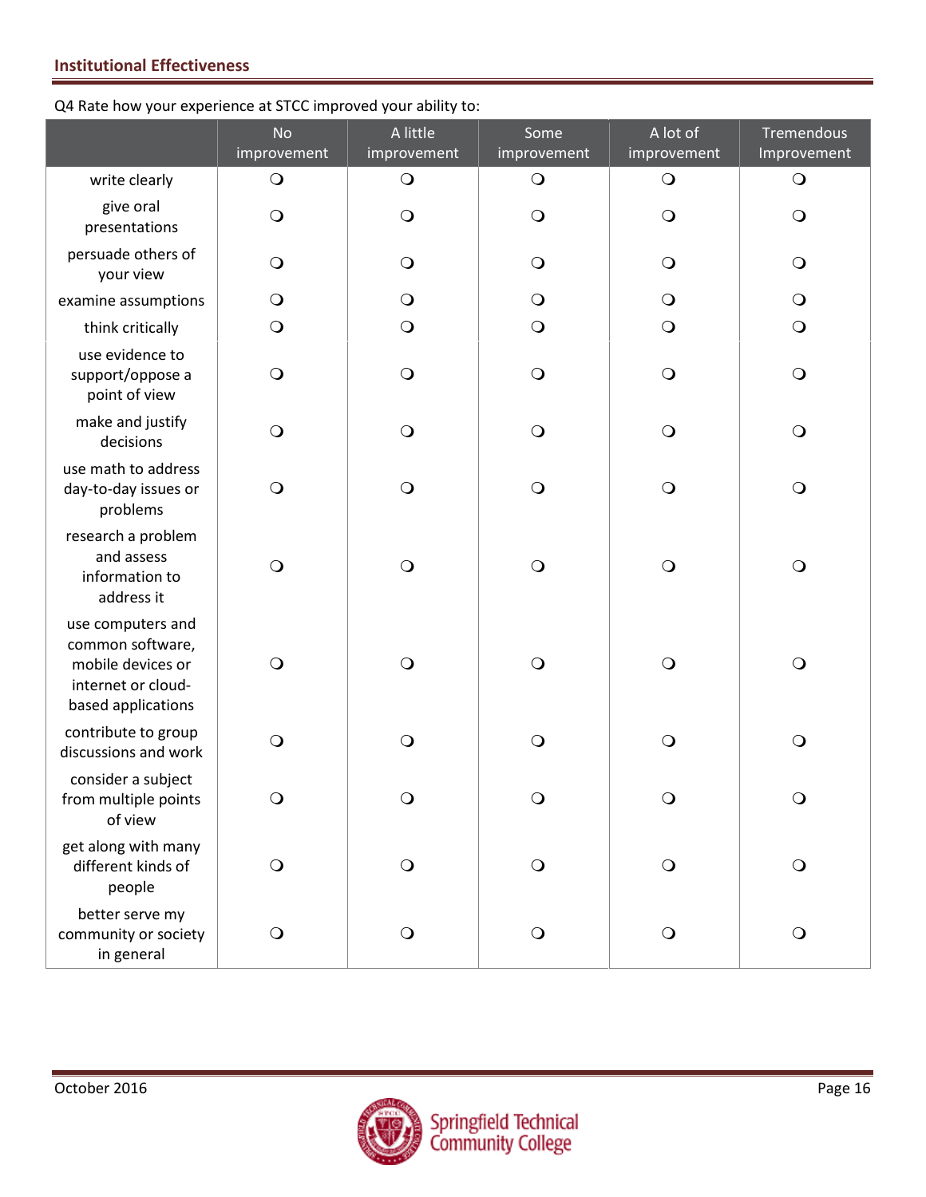Q4 Rate how your experience at STCC improved your ability to:

| | No improvement | A little improvement | Some improvement | A lot of improvement | Tremendous Improvement |
|---|---|---|---|---|---|
| write clearly | ❍ | ❍ | ❍ | ❍ | ❍ |
| give oral presentations | ❍ | ❍ | ❍ | ❍ | ❍ |
| persuade others of your view | ❍ | ❍ | ❍ | ❍ | ❍ |
| examine assumptions | ❍ | ❍ | ❍ | ❍ | ❍ |
| think critically | ❍ | ❍ | ❍ | ❍ | ❍ |
| use evidence to support/oppose a point of view | ❍ | ❍ | ❍ | ❍ | ❍ |
| make and justify decisions | ❍ | ❍ | ❍ | ❍ | ❍ |
| use math to address day-to-day issues or problems | ❍ | ❍ | ❍ | ❍ | ❍ |
| research a problem and assess information to address it | ❍ | ❍ | ❍ | ❍ | ❍ |
| use computers and common software, mobile devices or internet or cloud-based applications | ❍ | ❍ | ❍ | ❍ | ❍ |
| contribute to group discussions and work | ❍ | ❍ | ❍ | ❍ | ❍ |
| consider a subject from multiple points of view | ❍ | ❍ | ❍ | ❍ | ❍ |
| get along with many different kinds of people | ❍ | ❍ | ❍ | ❍ | ❍ |
| better serve my community or society in general | ❍ | ❍ | ❍ | ❍ | ❍ |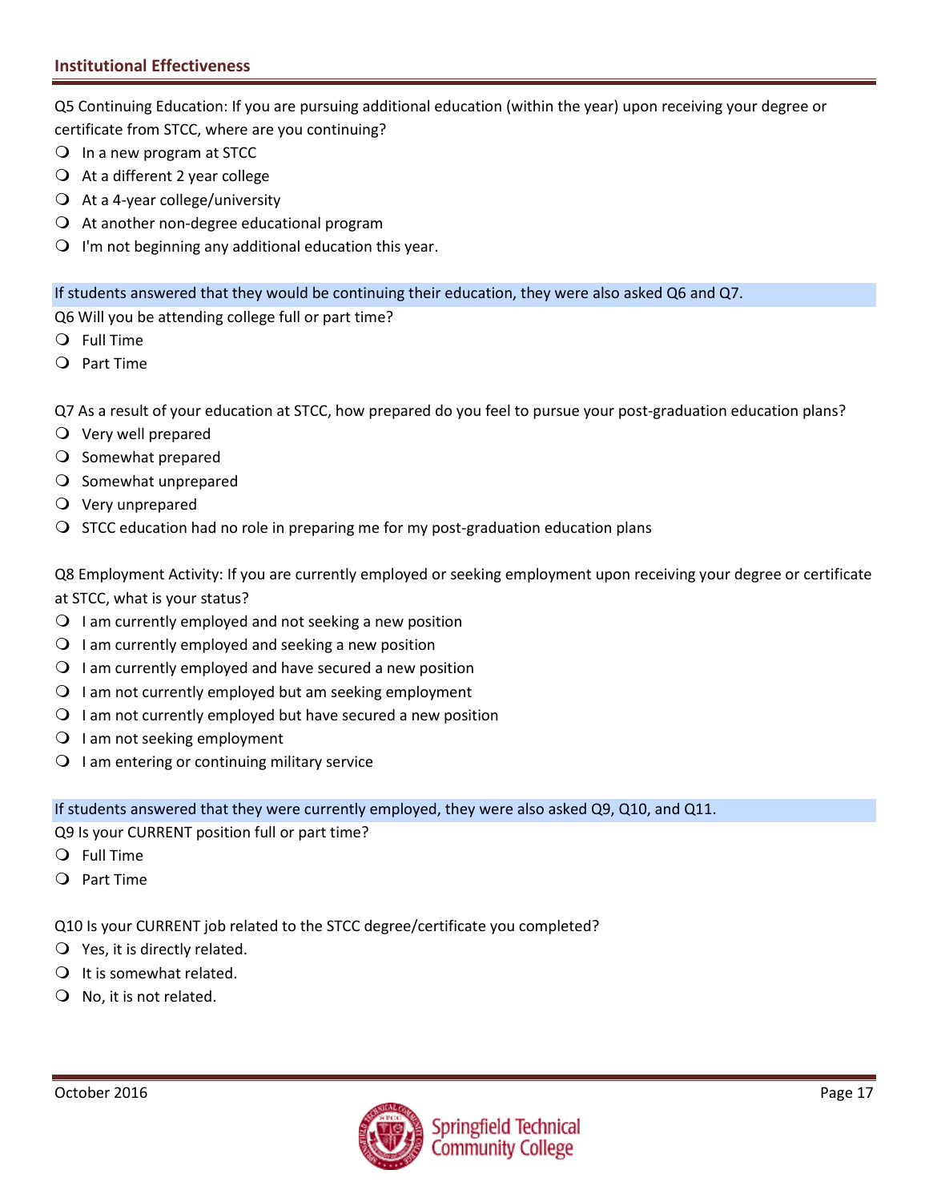Q5 Continuing Education: If you are pursuing additional education (within the year) upon receiving your degree or certificate from STCC, where are you continuing?

- In a new program at STCC
- At a different 2 year college
- At a 4-year college/university
- At another non-degree educational program
- I'm not beginning any additional education this year.

If students answered that they would be continuing their education, they were also asked Q6 and Q7.

Q6 Will you be attending college full or part time?

- Full Time
- Part Time

Q7 As a result of your education at STCC, how prepared do you feel to pursue your post-graduation education plans?

- Very well prepared
- Somewhat prepared
- Somewhat unprepared
- Very unprepared
- STCC education had no role in preparing me for my post-graduation education plans

Q8 Employment Activity: If you are currently employed or seeking employment upon receiving your degree or certificate at STCC, what is your status?

- I am currently employed and not seeking a new position
- I am currently employed and seeking a new position
- I am currently employed and have secured a new position
- I am not currently employed but am seeking employment
- I am not currently employed but have secured a new position
- I am not seeking employment
- I am entering or continuing military service

If students answered that they were currently employed, they were also asked Q9, Q10, and Q11.

Q9 Is your CURRENT position full or part time?

- Full Time
- Part Time

Q10 Is your CURRENT job related to the STCC degree/certificate you completed?

- Yes, it is directly related.
- It is somewhat related.
- No, it is not related.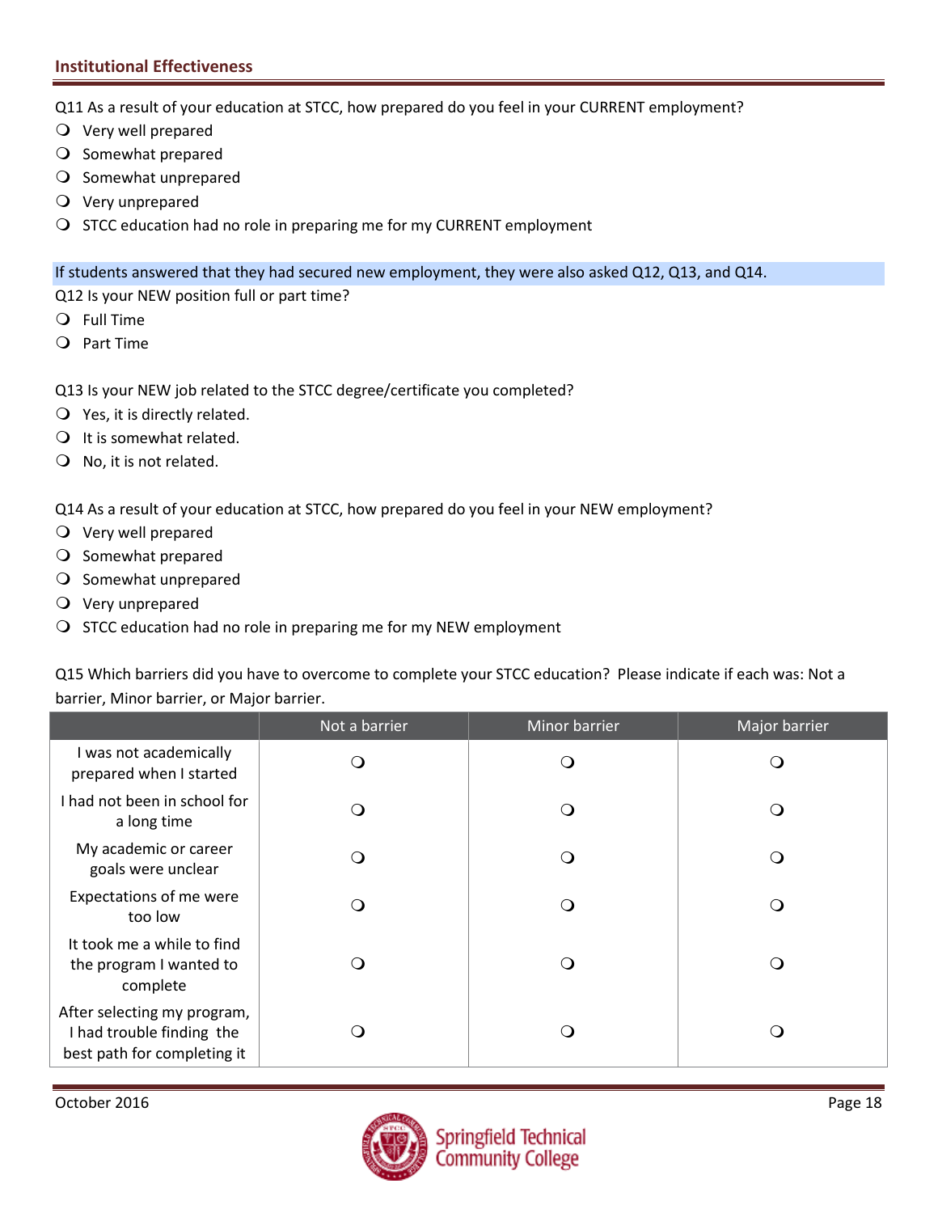Q11 As a result of your education at STCC, how prepared do you feel in your CURRENT employment?

- Very well prepared
- Somewhat prepared
- Somewhat unprepared
- Very unprepared
- STCC education had no role in preparing me for my CURRENT employment

If students answered that they had secured new employment, they were also asked Q12, Q13, and Q14.

Q12 Is your NEW position full or part time?

- Full Time
- Part Time

Q13 Is your NEW job related to the STCC degree/certificate you completed?

- Yes, it is directly related.
- It is somewhat related.
- No, it is not related.

Q14 As a result of your education at STCC, how prepared do you feel in your NEW employment?

- Very well prepared
- Somewhat prepared
- Somewhat unprepared
- Very unprepared
- STCC education had no role in preparing me for my NEW employment

Q15 Which barriers did you have to overcome to complete your STCC education? Please indicate if each was: Not a barrier, Minor barrier, or Major barrier.

| | Not a barrier | Minor barrier | Major barrier |
|---|---|---|---|
| I was not academically prepared when I started | ○ | ○ | ○ |
| I had not been in school for a long time | ○ | ○ | ○ |
| My academic or career goals were unclear | ○ | ○ | ○ |
| Expectations of me were too low | ○ | ○ | ○ |
| It took me a while to find the program I wanted to complete | ○ | ○ | ○ |
| After selecting my program, I had trouble finding the best path for completing it | ○ | ○ | ○ |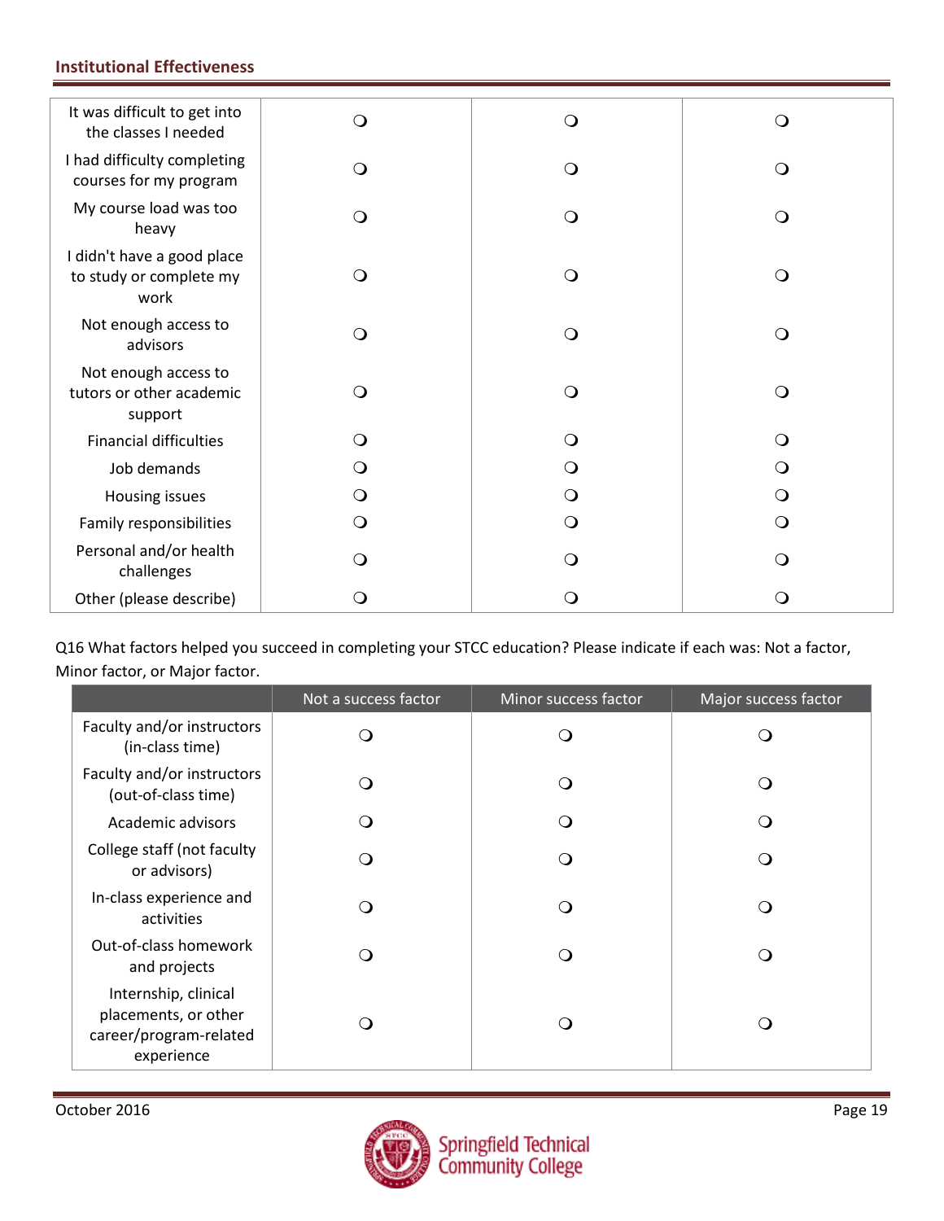| | | | |
|---|---|---|---|
| It was difficult to get into the classes I needed | ❍ | ❍ | ❍ |
| I had difficulty completing courses for my program | ❍ | ❍ | ❍ |
| My course load was too heavy | ❍ | ❍ | ❍ |
| I didn't have a good place to study or complete my work | ❍ | ❍ | ❍ |
| Not enough access to advisors | ❍ | ❍ | ❍ |
| Not enough access to tutors or other academic support | ❍ | ❍ | ❍ |
| Financial difficulties | ❍ | ❍ | ❍ |
| Job demands | ❍ | ❍ | ❍ |
| Housing issues | ❍ | ❍ | ❍ |
| Family responsibilities | ❍ | ❍ | ❍ |
| Personal and/or health challenges | ❍ | ❍ | ❍ |
| Other (please describe) | ❍ | ❍ | ❍ |

Q16 What factors helped you succeed in completing your STCC education? Please indicate if each was: Not a factor, Minor factor, or Major factor.

| | Not a success factor | Minor success factor | Major success factor |
|---|---|---|---|
| Faculty and/or instructors (in-class time) | ❍ | ❍ | ❍ |
| Faculty and/or instructors (out-of-class time) | ❍ | ❍ | ❍ |
| Academic advisors | ❍ | ❍ | ❍ |
| College staff (not faculty or advisors) | ❍ | ❍ | ❍ |
| In-class experience and activities | ❍ | ❍ | ❍ |
| Out-of-class homework and projects | ❍ | ❍ | ❍ |
| Internship, clinical placements, or other career/program-related experience | ❍ | ❍ | ❍ |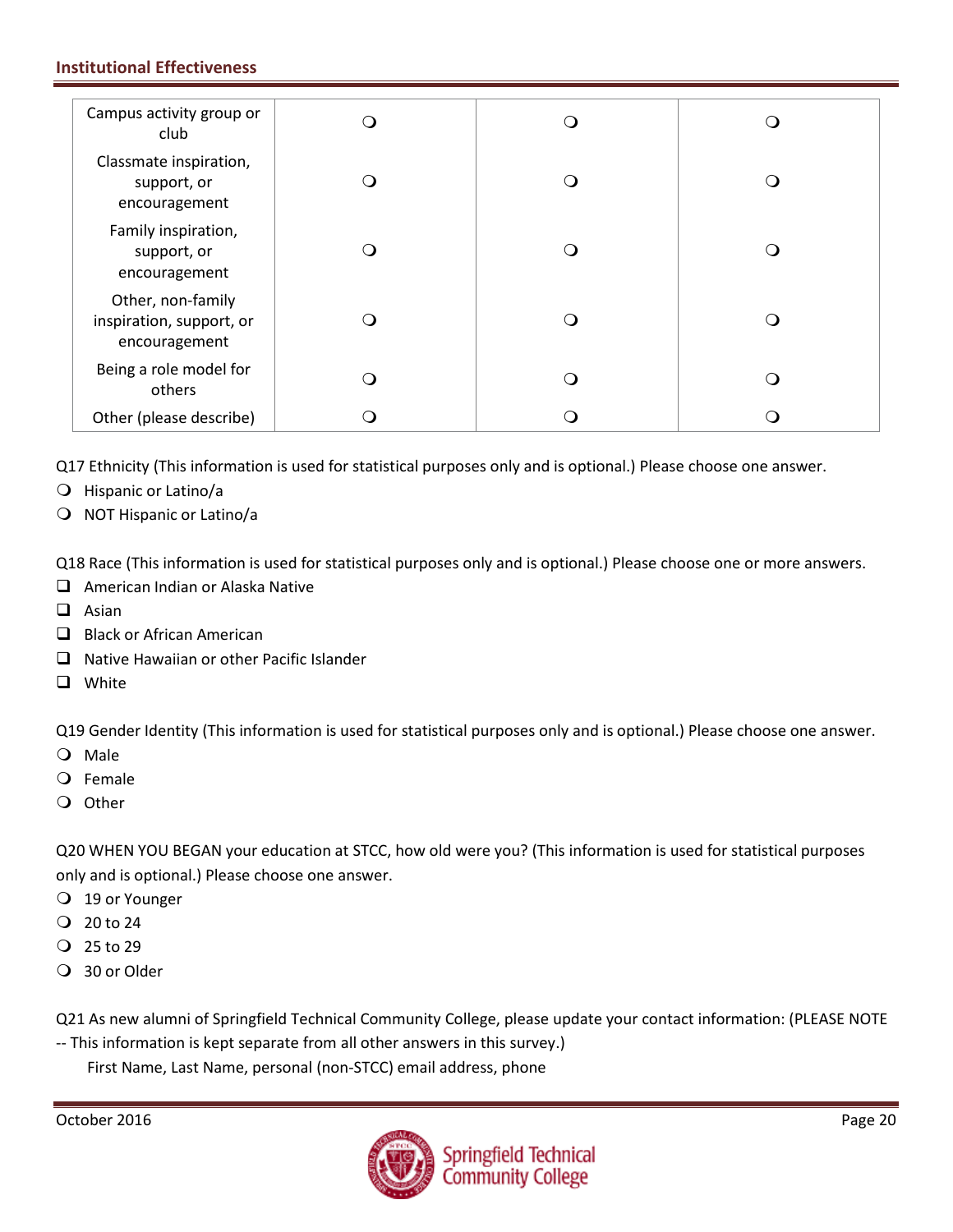| | | | |
|---|---|---|---|
| Campus activity group or club | ❍ | ❍ | ❍ |
| Classmate inspiration, support, or encouragement | ❍ | ❍ | ❍ |
| Family inspiration, support, or encouragement | ❍ | ❍ | ❍ |
| Other, non-family inspiration, support, or encouragement | ❍ | ❍ | ❍ |
| Being a role model for others | ❍ | ❍ | ❍ |
| Other (please describe) | ❍ | ❍ | ❍ |

Q17 Ethnicity (This information is used for statistical purposes only and is optional.) Please choose one answer.

- ❍ Hispanic or Latino/a
- ❍ NOT Hispanic or Latino/a

Q18 Race (This information is used for statistical purposes only and is optional.) Please choose one or more answers.

- ❑ American Indian or Alaska Native
- ❑ Asian
- ❑ Black or African American
- ❑ Native Hawaiian or other Pacific Islander
- ❑ White

Q19 Gender Identity (This information is used for statistical purposes only and is optional.) Please choose one answer.

- ❍ Male
- ❍ Female
- ❍ Other

Q20 WHEN YOU BEGAN your education at STCC, how old were you? (This information is used for statistical purposes only and is optional.) Please choose one answer.

- ❍ 19 or Younger
- ❍ 20 to 24
- ❍ 25 to 29
- ❍ 30 or Older

Q21 As new alumni of Springfield Technical Community College, please update your contact information: (PLEASE NOTE -- This information is kept separate from all other answers in this survey.)

First Name, Last Name, personal (non-STCC) email address, phone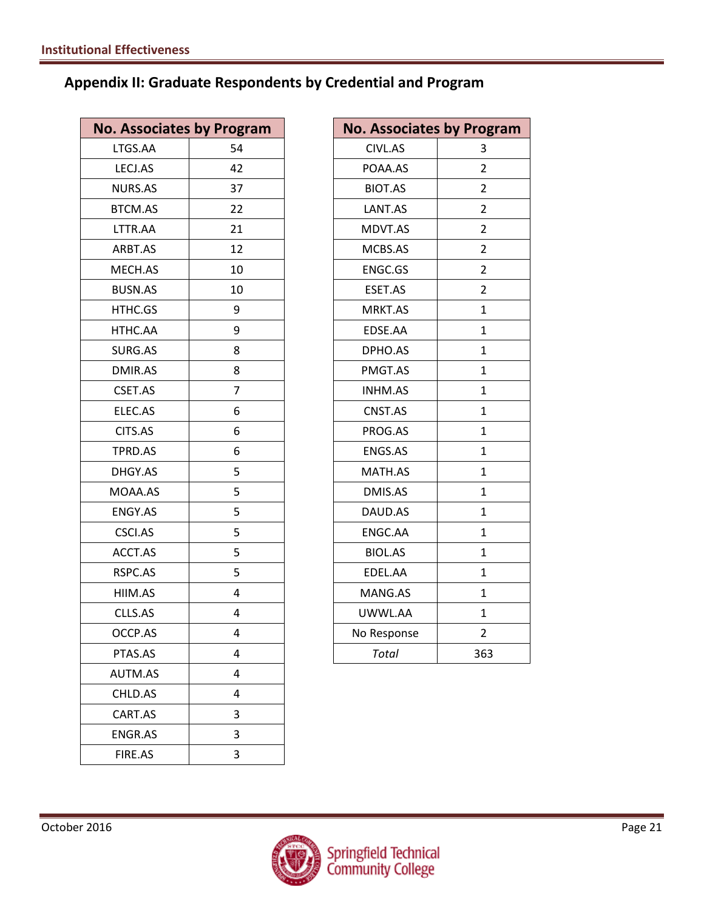## Appendix II: Graduate Respondents by Credential and Program

| No. Associates by Program | |
|---|---|
| LTGS.AA | 54 |
| LECJ.AS | 42 |
| NURS.AS | 37 |
| BTCM.AS | 22 |
| LTTR.AA | 21 |
| ARBT.AS | 12 |
| MECH.AS | 10 |
| BUSN.AS | 10 |
| HTHC.GS | 9 |
| HTHC.AA | 9 |
| SURG.AS | 8 |
| DMIR.AS | 8 |
| CSET.AS | 7 |
| ELEC.AS | 6 |
| CITS.AS | 6 |
| TPRD.AS | 6 |
| DHGY.AS | 5 |
| MOAA.AS | 5 |
| ENGY.AS | 5 |
| CSCI.AS | 5 |
| ACCT.AS | 5 |
| RSPC.AS | 5 |
| HIIM.AS | 4 |
| CLLS.AS | 4 |
| OCCP.AS | 4 |
| PTAS.AS | 4 |
| AUTM.AS | 4 |
| CHLD.AS | 4 |
| CART.AS | 3 |
| ENGR.AS | 3 |
| FIRE.AS | 3 |

| No. Associates by Program | |
|---|---|
| CIVL.AS | 3 |
| POAA.AS | 2 |
| BIOT.AS | 2 |
| LANT.AS | 2 |
| MDVT.AS | 2 |
| MCBS.AS | 2 |
| ENGC.GS | 2 |
| ESET.AS | 2 |
| MRKT.AS | 1 |
| EDSE.AA | 1 |
| DPHO.AS | 1 |
| PMGT.AS | 1 |
| INHM.AS | 1 |
| CNST.AS | 1 |
| PROG.AS | 1 |
| ENGS.AS | 1 |
| MATH.AS | 1 |
| DMIS.AS | 1 |
| DAUD.AS | 1 |
| ENGC.AA | 1 |
| BIOL.AS | 1 |
| EDEL.AA | 1 |
| MANG.AS | 1 |
| UWWL.AA | 1 |
| No Response | 2 |
| *Total* | 363 |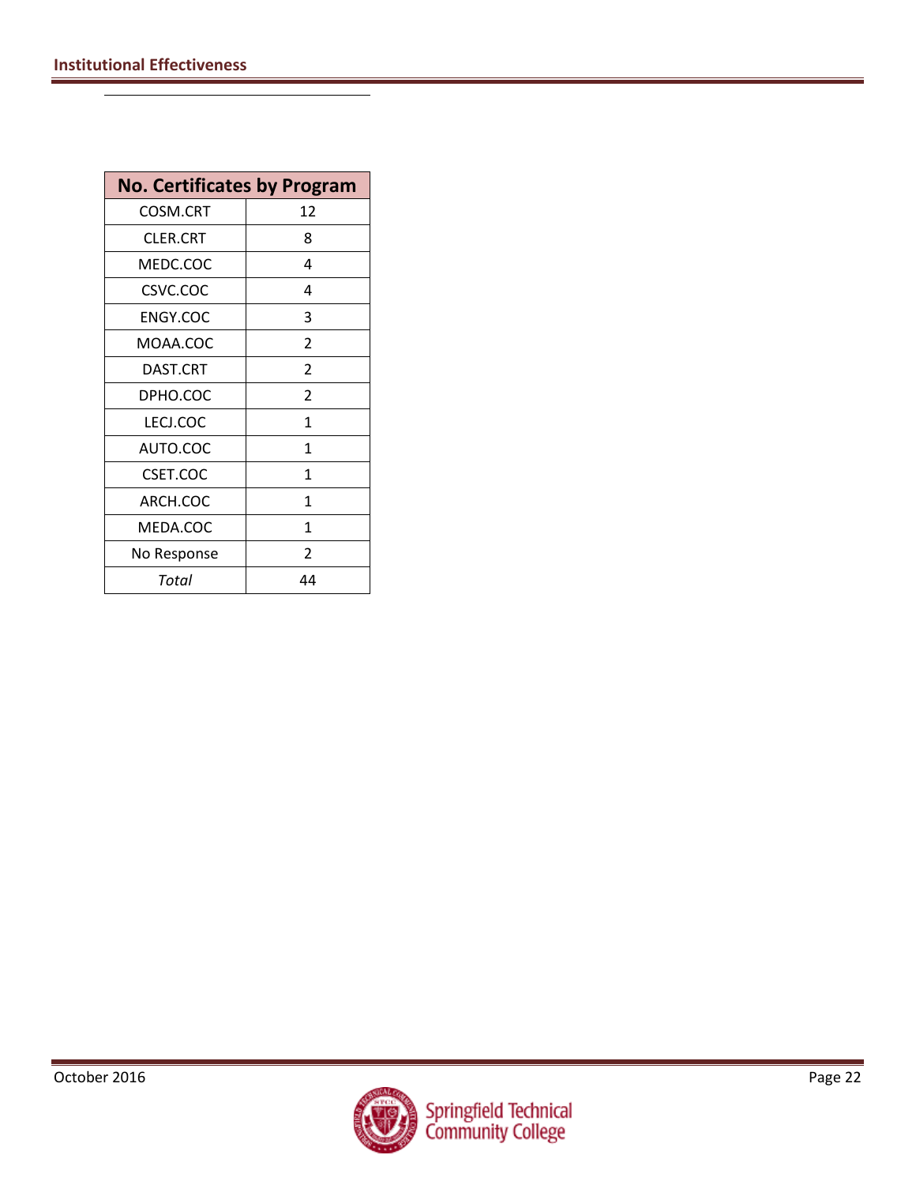| No. Certificates by Program | |
|---|---|
| COSM.CRT | 12 |
| CLER.CRT | 8 |
| MEDC.COC | 4 |
| CSVC.COC | 4 |
| ENGY.COC | 3 |
| MOAA.COC | 2 |
| DAST.CRT | 2 |
| DPHO.COC | 2 |
| LECJ.COC | 1 |
| AUTO.COC | 1 |
| CSET.COC | 1 |
| ARCH.COC | 1 |
| MEDA.COC | 1 |
| No Response | 2 |
| *Total* | 44 |